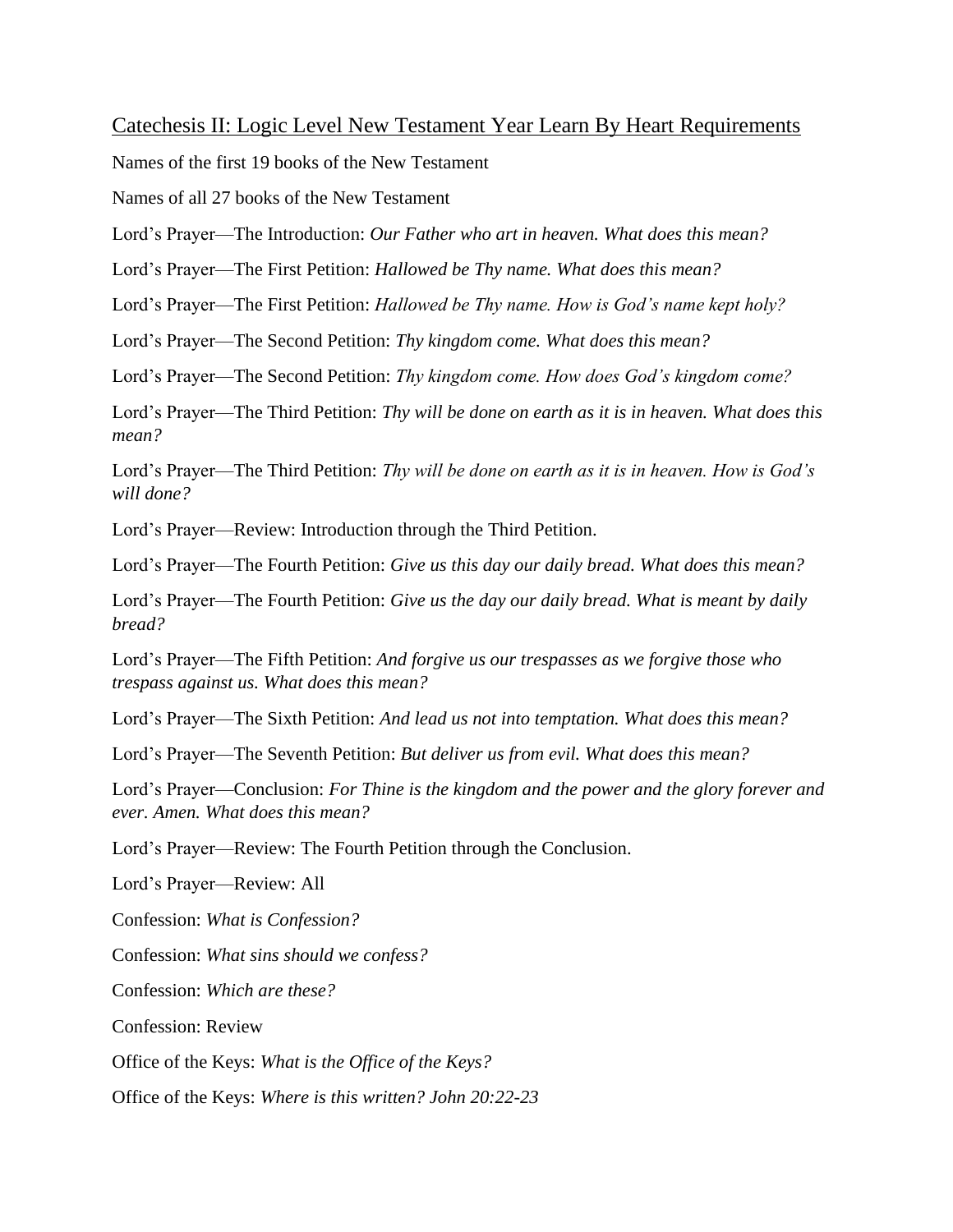# Catechesis II: Logic Level New Testament Year Learn By Heart Requirements

Names of the first 19 books of the New Testament

Names of all 27 books of the New Testament

Lord's Prayer—The Introduction: *Our Father who art in heaven. What does this mean?*

Lord's Prayer—The First Petition: *Hallowed be Thy name. What does this mean?*

Lord's Prayer—The First Petition: *Hallowed be Thy name. How is God's name kept holy?*

Lord's Prayer—The Second Petition: *Thy kingdom come. What does this mean?*

Lord's Prayer—The Second Petition: *Thy kingdom come. How does God's kingdom come?*

Lord's Prayer—The Third Petition: *Thy will be done on earth as it is in heaven. What does this mean?*

Lord's Prayer—The Third Petition: *Thy will be done on earth as it is in heaven. How is God's will done?*

Lord's Prayer—Review: Introduction through the Third Petition.

Lord's Prayer—The Fourth Petition: *Give us this day our daily bread. What does this mean?*

Lord's Prayer—The Fourth Petition: *Give us the day our daily bread. What is meant by daily bread?*

Lord's Prayer—The Fifth Petition: *And forgive us our trespasses as we forgive those who trespass against us. What does this mean?*

Lord's Prayer—The Sixth Petition: *And lead us not into temptation. What does this mean?*

Lord's Prayer—The Seventh Petition: *But deliver us from evil. What does this mean?*

Lord's Prayer—Conclusion: *For Thine is the kingdom and the power and the glory forever and ever. Amen. What does this mean?*

Lord's Prayer—Review: The Fourth Petition through the Conclusion.

Lord's Prayer—Review: All

Confession: *What is Confession?*

Confession: *What sins should we confess?*

Confession: *Which are these?*

Confession: Review

Office of the Keys: *What is the Office of the Keys?*

Office of the Keys: *Where is this written? John 20:22-23*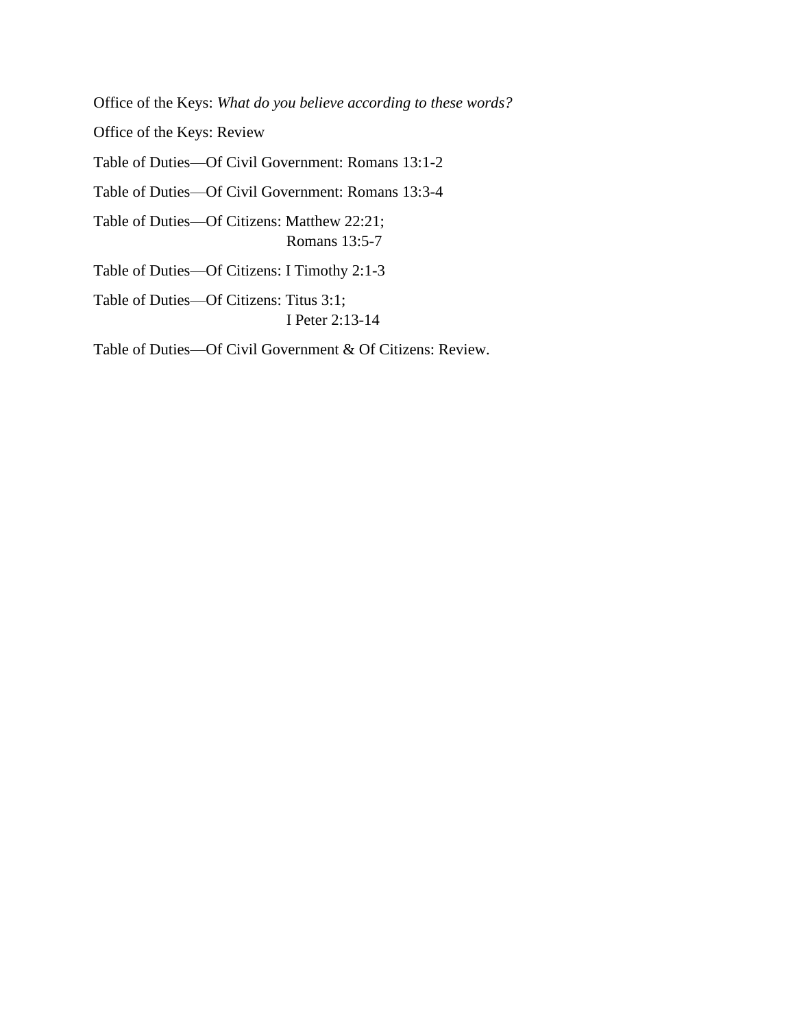Office of the Keys: *What do you believe according to these words?*

Office of the Keys: Review

Table of Duties—Of Civil Government: Romans 13:1-2

Table of Duties—Of Civil Government: Romans 13:3-4

Table of Duties—Of Citizens: Matthew 22:21;
Romans 13:5-7

Table of Duties—Of Citizens: I Timothy 2:1-3

Table of Duties—Of Citizens: Titus 3:1;
I Peter 2:13-14

Table of Duties—Of Civil Government & Of Citizens: Review.